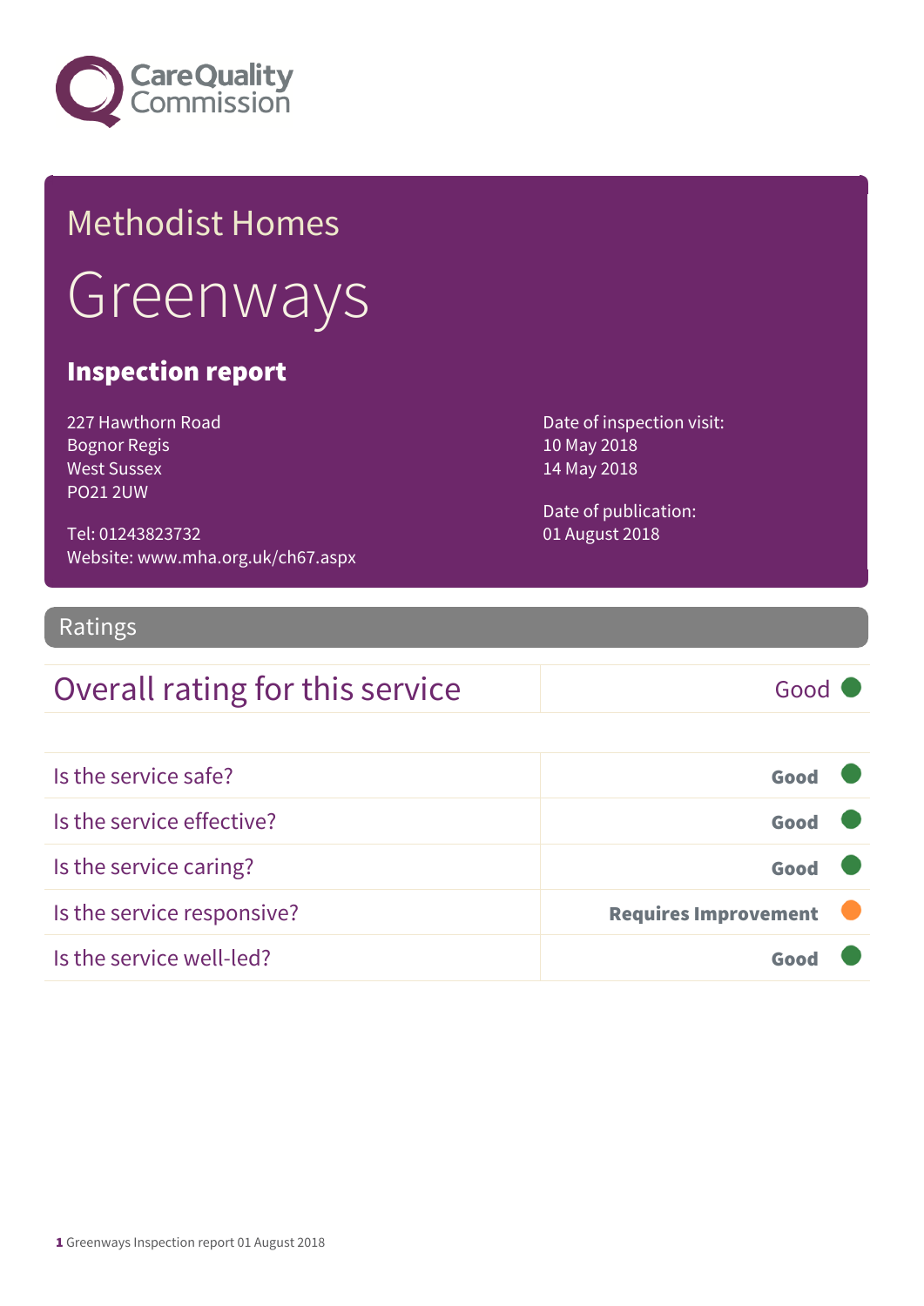# Methodist Homes

# Greenways

## Inspection report

227 Hawthorn Road
Bognor Regis
West Sussex
PO21 2UW

Tel: 01243823732
Website: www.mha.org.uk/ch67.aspx

Date of inspection visit:
10 May 2018
14 May 2018

Date of publication:
01 August 2018

## Ratings

| Overall rating for this service | Good |
|---|---|

| | |
|---|---|
| Is the service safe? | **Good** |
| Is the service effective? | **Good** |
| Is the service caring? | **Good** |
| Is the service responsive? | **Requires Improvement** |
| Is the service well-led? | **Good** |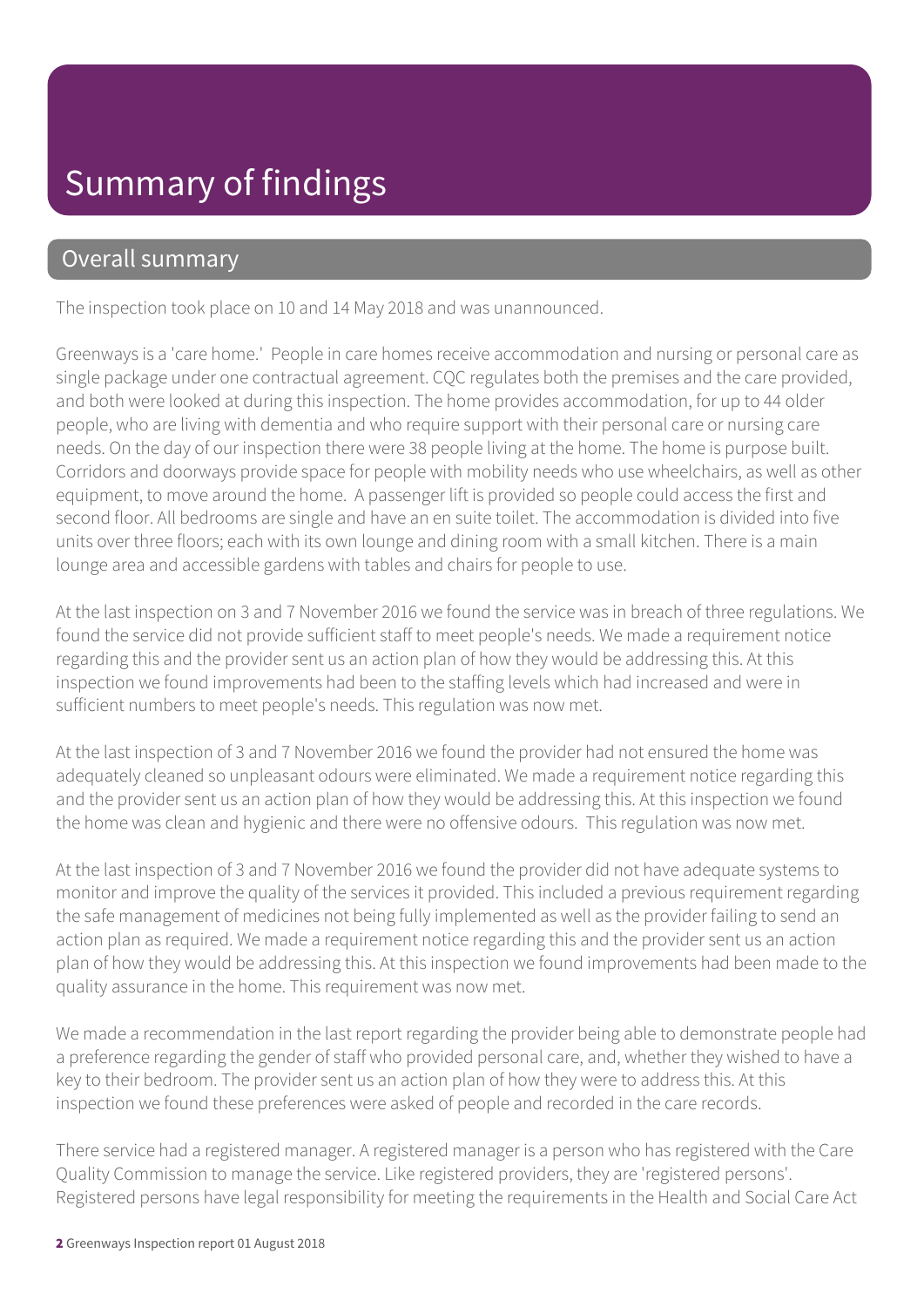# Summary of findings

## Overall summary

The inspection took place on 10 and 14 May 2018 and was unannounced.

Greenways is a 'care home.' People in care homes receive accommodation and nursing or personal care as single package under one contractual agreement. CQC regulates both the premises and the care provided, and both were looked at during this inspection. The home provides accommodation, for up to 44 older people, who are living with dementia and who require support with their personal care or nursing care needs. On the day of our inspection there were 38 people living at the home. The home is purpose built. Corridors and doorways provide space for people with mobility needs who use wheelchairs, as well as other equipment, to move around the home. A passenger lift is provided so people could access the first and second floor. All bedrooms are single and have an en suite toilet. The accommodation is divided into five units over three floors; each with its own lounge and dining room with a small kitchen. There is a main lounge area and accessible gardens with tables and chairs for people to use.

At the last inspection on 3 and 7 November 2016 we found the service was in breach of three regulations. We found the service did not provide sufficient staff to meet people's needs. We made a requirement notice regarding this and the provider sent us an action plan of how they would be addressing this. At this inspection we found improvements had been to the staffing levels which had increased and were in sufficient numbers to meet people's needs. This regulation was now met.

At the last inspection of 3 and 7 November 2016 we found the provider had not ensured the home was adequately cleaned so unpleasant odours were eliminated. We made a requirement notice regarding this and the provider sent us an action plan of how they would be addressing this. At this inspection we found the home was clean and hygienic and there were no offensive odours. This regulation was now met.

At the last inspection of 3 and 7 November 2016 we found the provider did not have adequate systems to monitor and improve the quality of the services it provided. This included a previous requirement regarding the safe management of medicines not being fully implemented as well as the provider failing to send an action plan as required. We made a requirement notice regarding this and the provider sent us an action plan of how they would be addressing this. At this inspection we found improvements had been made to the quality assurance in the home. This requirement was now met.

We made a recommendation in the last report regarding the provider being able to demonstrate people had a preference regarding the gender of staff who provided personal care, and, whether they wished to have a key to their bedroom. The provider sent us an action plan of how they were to address this. At this inspection we found these preferences were asked of people and recorded in the care records.

There service had a registered manager. A registered manager is a person who has registered with the Care Quality Commission to manage the service. Like registered providers, they are 'registered persons'. Registered persons have legal responsibility for meeting the requirements in the Health and Social Care Act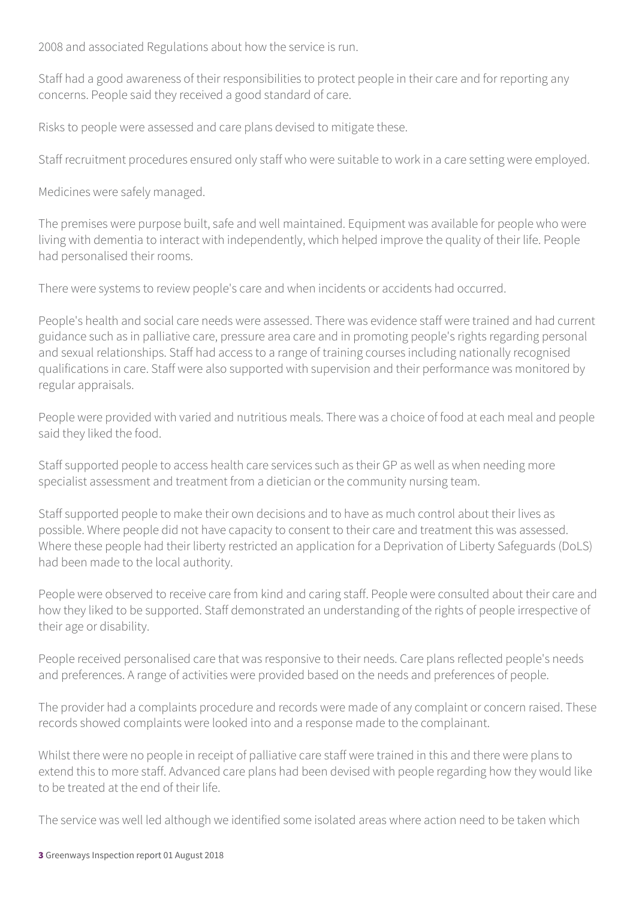2008 and associated Regulations about how the service is run.

Staff had a good awareness of their responsibilities to protect people in their care and for reporting any concerns. People said they received a good standard of care.

Risks to people were assessed and care plans devised to mitigate these.

Staff recruitment procedures ensured only staff who were suitable to work in a care setting were employed.

Medicines were safely managed.

The premises were purpose built, safe and well maintained. Equipment was available for people who were living with dementia to interact with independently, which helped improve the quality of their life. People had personalised their rooms.

There were systems to review people's care and when incidents or accidents had occurred.

People's health and social care needs were assessed. There was evidence staff were trained and had current guidance such as in palliative care, pressure area care and in promoting people's rights regarding personal and sexual relationships. Staff had access to a range of training courses including nationally recognised qualifications in care. Staff were also supported with supervision and their performance was monitored by regular appraisals.

People were provided with varied and nutritious meals. There was a choice of food at each meal and people said they liked the food.

Staff supported people to access health care services such as their GP as well as when needing more specialist assessment and treatment from a dietician or the community nursing team.

Staff supported people to make their own decisions and to have as much control about their lives as possible. Where people did not have capacity to consent to their care and treatment this was assessed. Where these people had their liberty restricted an application for a Deprivation of Liberty Safeguards (DoLS) had been made to the local authority.

People were observed to receive care from kind and caring staff. People were consulted about their care and how they liked to be supported. Staff demonstrated an understanding of the rights of people irrespective of their age or disability.

People received personalised care that was responsive to their needs. Care plans reflected people's needs and preferences. A range of activities were provided based on the needs and preferences of people.

The provider had a complaints procedure and records were made of any complaint or concern raised. These records showed complaints were looked into and a response made to the complainant.

Whilst there were no people in receipt of palliative care staff were trained in this and there were plans to extend this to more staff. Advanced care plans had been devised with people regarding how they would like to be treated at the end of their life.

The service was well led although we identified some isolated areas where action need to be taken which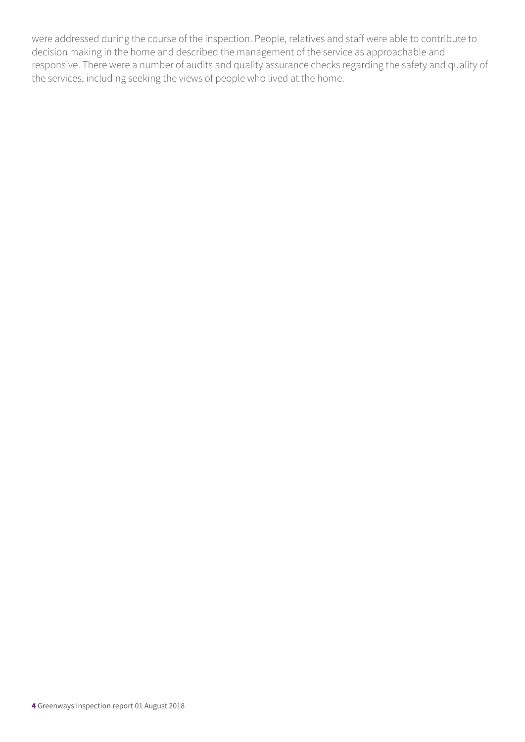were addressed during the course of the inspection. People, relatives and staff were able to contribute to decision making in the home and described the management of the service as approachable and responsive. There were a number of audits and quality assurance checks regarding the safety and quality of the services, including seeking the views of people who lived at the home.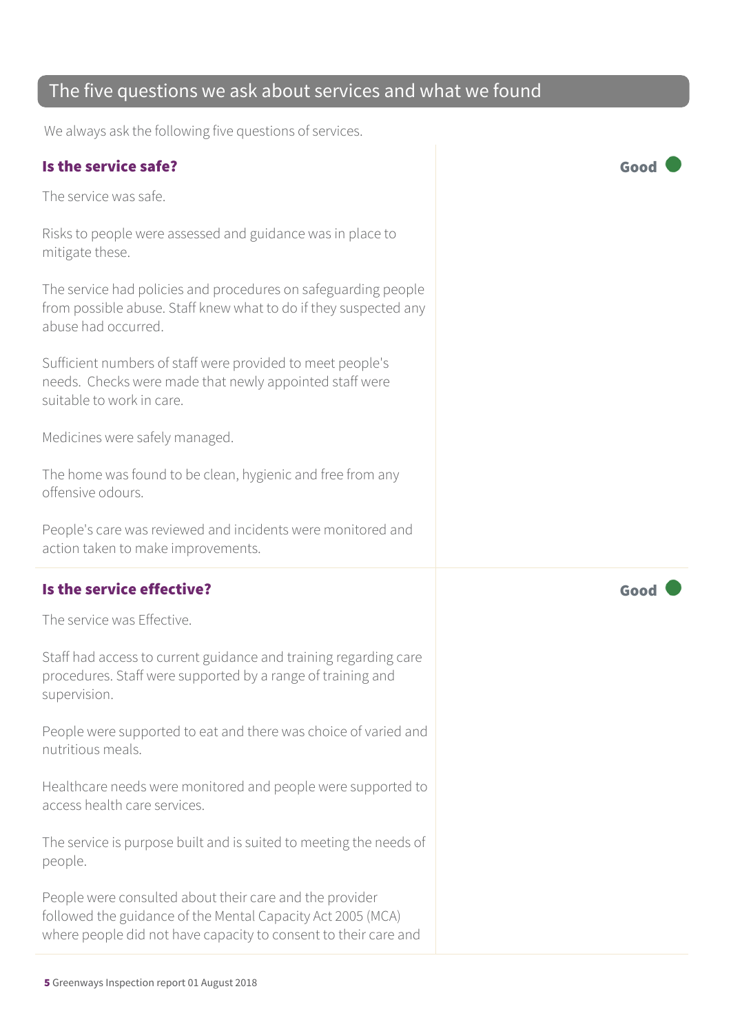## The five questions we ask about services and what we found

We always ask the following five questions of services.

### Is the service safe?

**Good**

The service was safe.

Risks to people were assessed and guidance was in place to mitigate these.

The service had policies and procedures on safeguarding people from possible abuse. Staff knew what to do if they suspected any abuse had occurred.

Sufficient numbers of staff were provided to meet people's needs. Checks were made that newly appointed staff were suitable to work in care.

Medicines were safely managed.

The home was found to be clean, hygienic and free from any offensive odours.

People's care was reviewed and incidents were monitored and action taken to make improvements.

### Is the service effective?

**Good**

The service was Effective.

Staff had access to current guidance and training regarding care procedures. Staff were supported by a range of training and supervision.

People were supported to eat and there was choice of varied and nutritious meals.

Healthcare needs were monitored and people were supported to access health care services.

The service is purpose built and is suited to meeting the needs of people.

People were consulted about their care and the provider followed the guidance of the Mental Capacity Act 2005 (MCA) where people did not have capacity to consent to their care and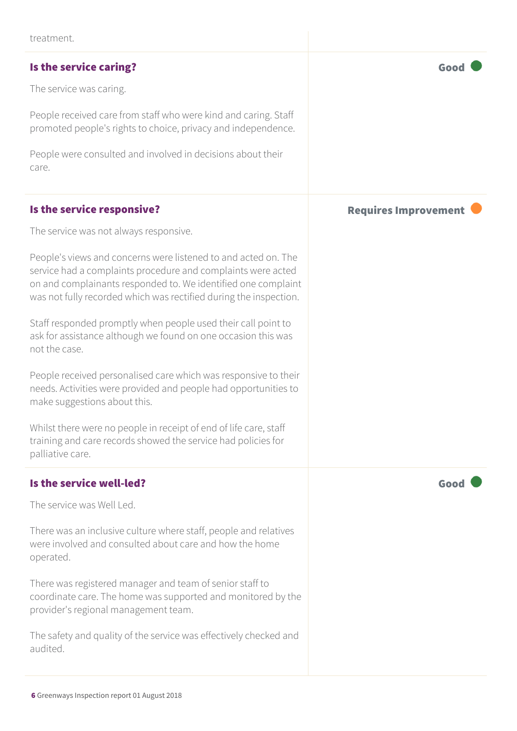treatment.

### Is the service caring?

**Good**

The service was caring.

People received care from staff who were kind and caring. Staff promoted people's rights to choice, privacy and independence.

People were consulted and involved in decisions about their care.

### Is the service responsive?

**Requires Improvement**

The service was not always responsive.

People's views and concerns were listened to and acted on. The service had a complaints procedure and complaints were acted on and complainants responded to. We identified one complaint was not fully recorded which was rectified during the inspection.

Staff responded promptly when people used their call point to ask for assistance although we found on one occasion this was not the case.

People received personalised care which was responsive to their needs. Activities were provided and people had opportunities to make suggestions about this.

Whilst there were no people in receipt of end of life care, staff training and care records showed the service had policies for palliative care.

### Is the service well-led?

**Good**

The service was Well Led.

There was an inclusive culture where staff, people and relatives were involved and consulted about care and how the home operated.

There was registered manager and team of senior staff to coordinate care. The home was supported and monitored by the provider's regional management team.

The safety and quality of the service was effectively checked and audited.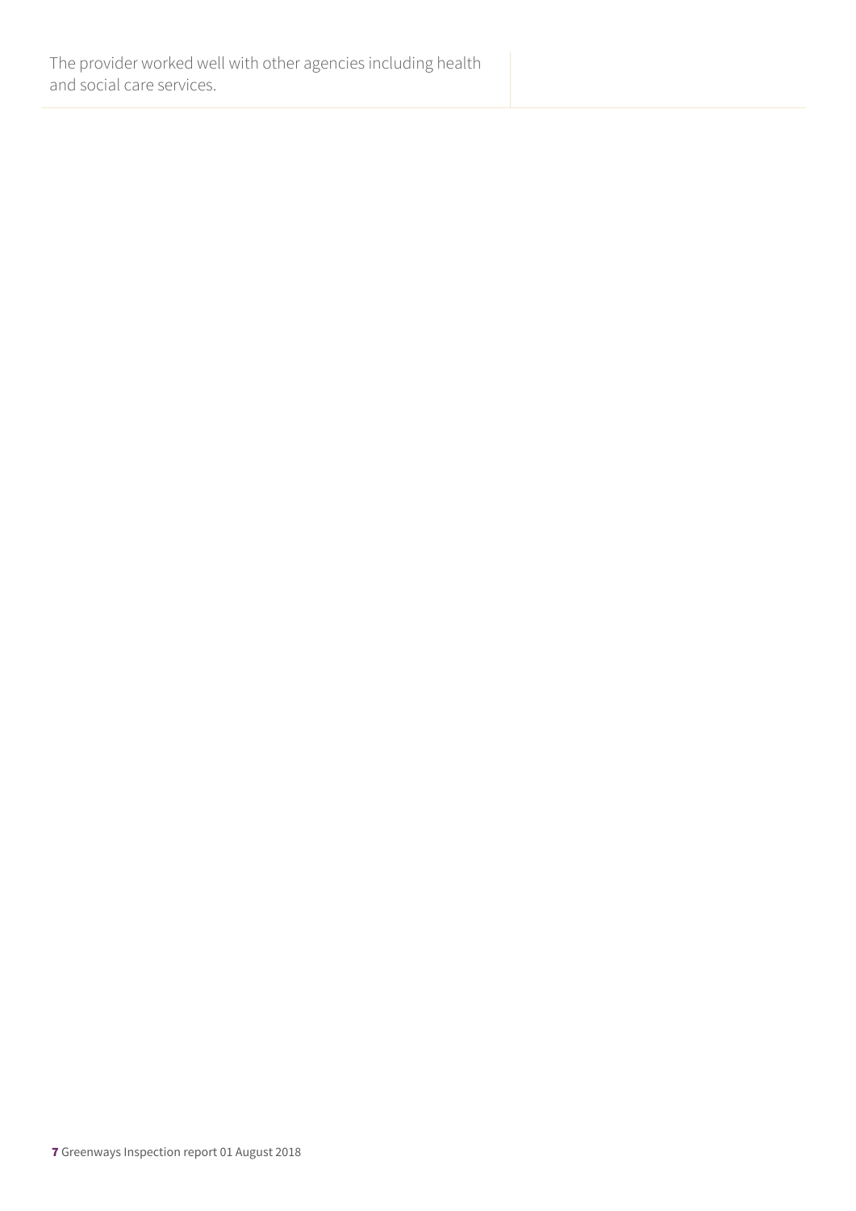The provider worked well with other agencies including health and social care services.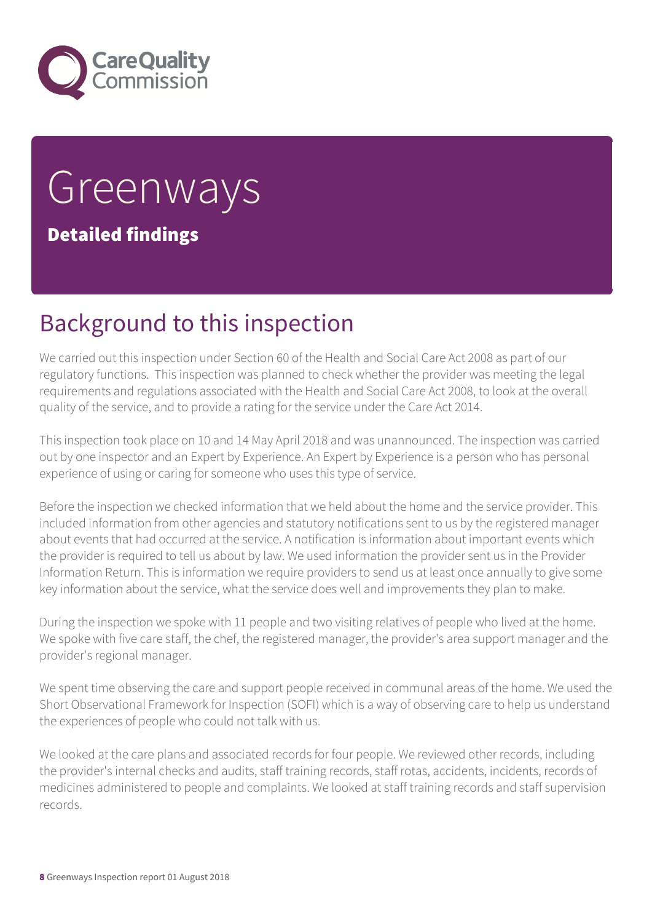# Greenways

**Detailed findings**

## Background to this inspection

We carried out this inspection under Section 60 of the Health and Social Care Act 2008 as part of our regulatory functions. This inspection was planned to check whether the provider was meeting the legal requirements and regulations associated with the Health and Social Care Act 2008, to look at the overall quality of the service, and to provide a rating for the service under the Care Act 2014.

This inspection took place on 10 and 14 May April 2018 and was unannounced. The inspection was carried out by one inspector and an Expert by Experience. An Expert by Experience is a person who has personal experience of using or caring for someone who uses this type of service.

Before the inspection we checked information that we held about the home and the service provider. This included information from other agencies and statutory notifications sent to us by the registered manager about events that had occurred at the service. A notification is information about important events which the provider is required to tell us about by law. We used information the provider sent us in the Provider Information Return. This is information we require providers to send us at least once annually to give some key information about the service, what the service does well and improvements they plan to make.

During the inspection we spoke with 11 people and two visiting relatives of people who lived at the home. We spoke with five care staff, the chef, the registered manager, the provider's area support manager and the provider's regional manager.

We spent time observing the care and support people received in communal areas of the home. We used the Short Observational Framework for Inspection (SOFI) which is a way of observing care to help us understand the experiences of people who could not talk with us.

We looked at the care plans and associated records for four people. We reviewed other records, including the provider's internal checks and audits, staff training records, staff rotas, accidents, incidents, records of medicines administered to people and complaints. We looked at staff training records and staff supervision records.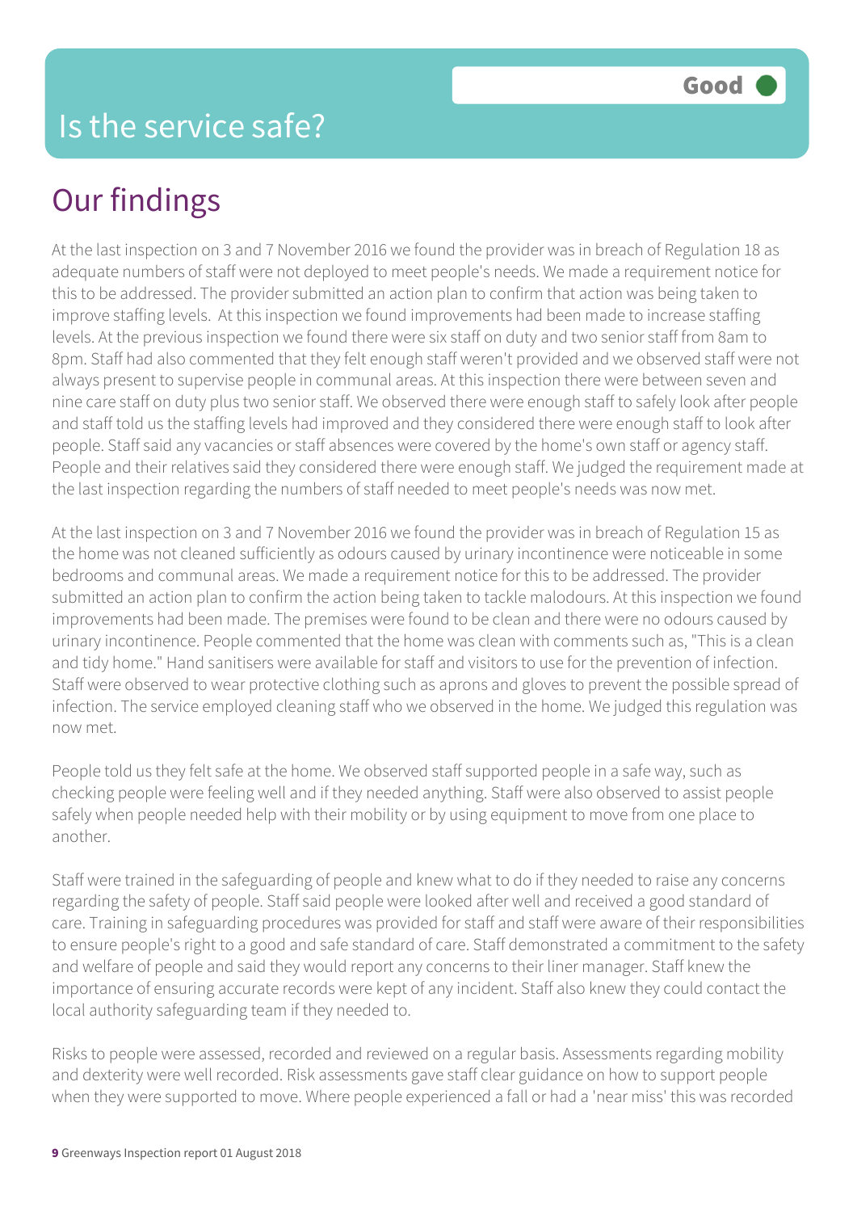# Is the service safe?

**Good**

## Our findings

At the last inspection on 3 and 7 November 2016 we found the provider was in breach of Regulation 18 as adequate numbers of staff were not deployed to meet people's needs. We made a requirement notice for this to be addressed. The provider submitted an action plan to confirm that action was being taken to improve staffing levels. At this inspection we found improvements had been made to increase staffing levels. At the previous inspection we found there were six staff on duty and two senior staff from 8am to 8pm. Staff had also commented that they felt enough staff weren't provided and we observed staff were not always present to supervise people in communal areas. At this inspection there were between seven and nine care staff on duty plus two senior staff. We observed there were enough staff to safely look after people and staff told us the staffing levels had improved and they considered there were enough staff to look after people. Staff said any vacancies or staff absences were covered by the home's own staff or agency staff. People and their relatives said they considered there were enough staff. We judged the requirement made at the last inspection regarding the numbers of staff needed to meet people's needs was now met.

At the last inspection on 3 and 7 November 2016 we found the provider was in breach of Regulation 15 as the home was not cleaned sufficiently as odours caused by urinary incontinence were noticeable in some bedrooms and communal areas. We made a requirement notice for this to be addressed. The provider submitted an action plan to confirm the action being taken to tackle malodours. At this inspection we found improvements had been made. The premises were found to be clean and there were no odours caused by urinary incontinence. People commented that the home was clean with comments such as, "This is a clean and tidy home." Hand sanitisers were available for staff and visitors to use for the prevention of infection. Staff were observed to wear protective clothing such as aprons and gloves to prevent the possible spread of infection. The service employed cleaning staff who we observed in the home. We judged this regulation was now met.

People told us they felt safe at the home. We observed staff supported people in a safe way, such as checking people were feeling well and if they needed anything. Staff were also observed to assist people safely when people needed help with their mobility or by using equipment to move from one place to another.

Staff were trained in the safeguarding of people and knew what to do if they needed to raise any concerns regarding the safety of people. Staff said people were looked after well and received a good standard of care. Training in safeguarding procedures was provided for staff and staff were aware of their responsibilities to ensure people's right to a good and safe standard of care. Staff demonstrated a commitment to the safety and welfare of people and said they would report any concerns to their liner manager. Staff knew the importance of ensuring accurate records were kept of any incident. Staff also knew they could contact the local authority safeguarding team if they needed to.

Risks to people were assessed, recorded and reviewed on a regular basis. Assessments regarding mobility and dexterity were well recorded. Risk assessments gave staff clear guidance on how to support people when they were supported to move. Where people experienced a fall or had a 'near miss' this was recorded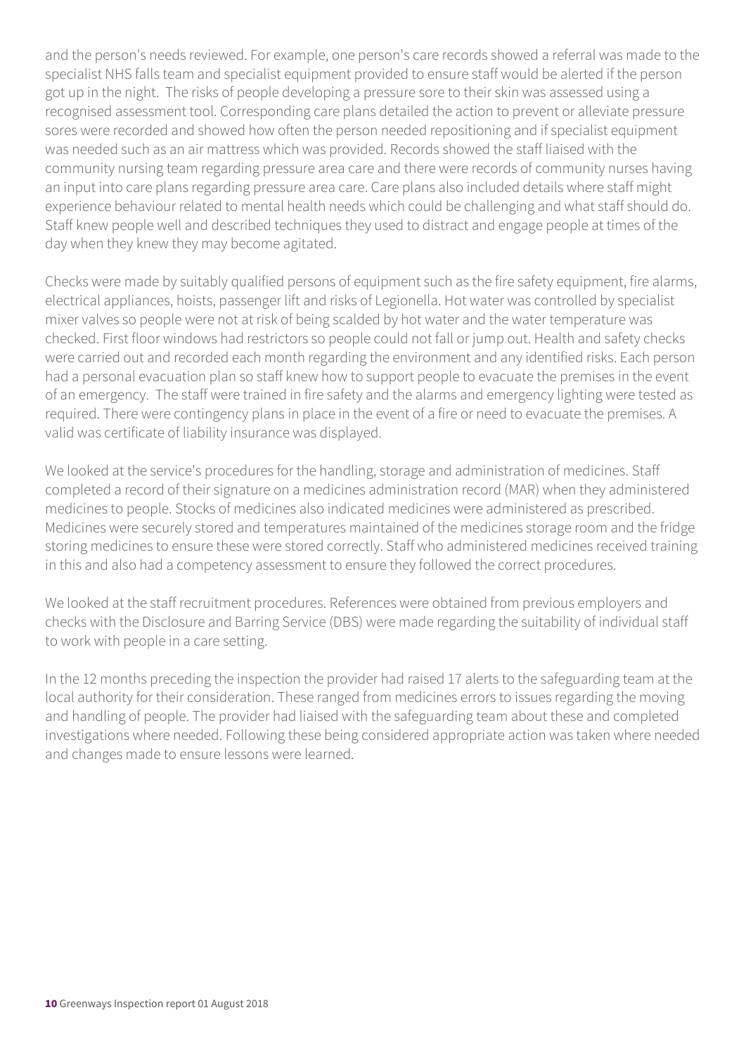and the person's needs reviewed. For example, one person's care records showed a referral was made to the specialist NHS falls team and specialist equipment provided to ensure staff would be alerted if the person got up in the night. The risks of people developing a pressure sore to their skin was assessed using a recognised assessment tool. Corresponding care plans detailed the action to prevent or alleviate pressure sores were recorded and showed how often the person needed repositioning and if specialist equipment was needed such as an air mattress which was provided. Records showed the staff liaised with the community nursing team regarding pressure area care and there were records of community nurses having an input into care plans regarding pressure area care. Care plans also included details where staff might experience behaviour related to mental health needs which could be challenging and what staff should do. Staff knew people well and described techniques they used to distract and engage people at times of the day when they knew they may become agitated.

Checks were made by suitably qualified persons of equipment such as the fire safety equipment, fire alarms, electrical appliances, hoists, passenger lift and risks of Legionella. Hot water was controlled by specialist mixer valves so people were not at risk of being scalded by hot water and the water temperature was checked. First floor windows had restrictors so people could not fall or jump out. Health and safety checks were carried out and recorded each month regarding the environment and any identified risks. Each person had a personal evacuation plan so staff knew how to support people to evacuate the premises in the event of an emergency. The staff were trained in fire safety and the alarms and emergency lighting were tested as required. There were contingency plans in place in the event of a fire or need to evacuate the premises. A valid was certificate of liability insurance was displayed.

We looked at the service's procedures for the handling, storage and administration of medicines. Staff completed a record of their signature on a medicines administration record (MAR) when they administered medicines to people. Stocks of medicines also indicated medicines were administered as prescribed. Medicines were securely stored and temperatures maintained of the medicines storage room and the fridge storing medicines to ensure these were stored correctly. Staff who administered medicines received training in this and also had a competency assessment to ensure they followed the correct procedures.

We looked at the staff recruitment procedures. References were obtained from previous employers and checks with the Disclosure and Barring Service (DBS) were made regarding the suitability of individual staff to work with people in a care setting.

In the 12 months preceding the inspection the provider had raised 17 alerts to the safeguarding team at the local authority for their consideration. These ranged from medicines errors to issues regarding the moving and handling of people. The provider had liaised with the safeguarding team about these and completed investigations where needed. Following these being considered appropriate action was taken where needed and changes made to ensure lessons were learned.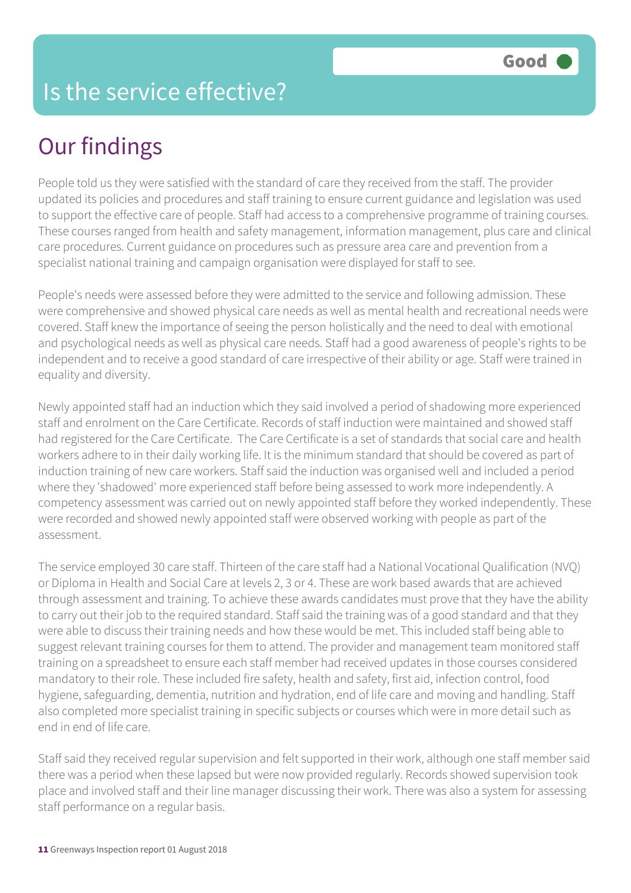# Is the service effective?

**Good**

## Our findings

People told us they were satisfied with the standard of care they received from the staff. The provider updated its policies and procedures and staff training to ensure current guidance and legislation was used to support the effective care of people. Staff had access to a comprehensive programme of training courses. These courses ranged from health and safety management, information management, plus care and clinical care procedures. Current guidance on procedures such as pressure area care and prevention from a specialist national training and campaign organisation were displayed for staff to see.

People's needs were assessed before they were admitted to the service and following admission. These were comprehensive and showed physical care needs as well as mental health and recreational needs were covered. Staff knew the importance of seeing the person holistically and the need to deal with emotional and psychological needs as well as physical care needs. Staff had a good awareness of people's rights to be independent and to receive a good standard of care irrespective of their ability or age. Staff were trained in equality and diversity.

Newly appointed staff had an induction which they said involved a period of shadowing more experienced staff and enrolment on the Care Certificate. Records of staff induction were maintained and showed staff had registered for the Care Certificate. The Care Certificate is a set of standards that social care and health workers adhere to in their daily working life. It is the minimum standard that should be covered as part of induction training of new care workers. Staff said the induction was organised well and included a period where they 'shadowed' more experienced staff before being assessed to work more independently. A competency assessment was carried out on newly appointed staff before they worked independently. These were recorded and showed newly appointed staff were observed working with people as part of the assessment.

The service employed 30 care staff. Thirteen of the care staff had a National Vocational Qualification (NVQ) or Diploma in Health and Social Care at levels 2, 3 or 4. These are work based awards that are achieved through assessment and training. To achieve these awards candidates must prove that they have the ability to carry out their job to the required standard. Staff said the training was of a good standard and that they were able to discuss their training needs and how these would be met. This included staff being able to suggest relevant training courses for them to attend. The provider and management team monitored staff training on a spreadsheet to ensure each staff member had received updates in those courses considered mandatory to their role. These included fire safety, health and safety, first aid, infection control, food hygiene, safeguarding, dementia, nutrition and hydration, end of life care and moving and handling. Staff also completed more specialist training in specific subjects or courses which were in more detail such as end in end of life care.

Staff said they received regular supervision and felt supported in their work, although one staff member said there was a period when these lapsed but were now provided regularly. Records showed supervision took place and involved staff and their line manager discussing their work. There was also a system for assessing staff performance on a regular basis.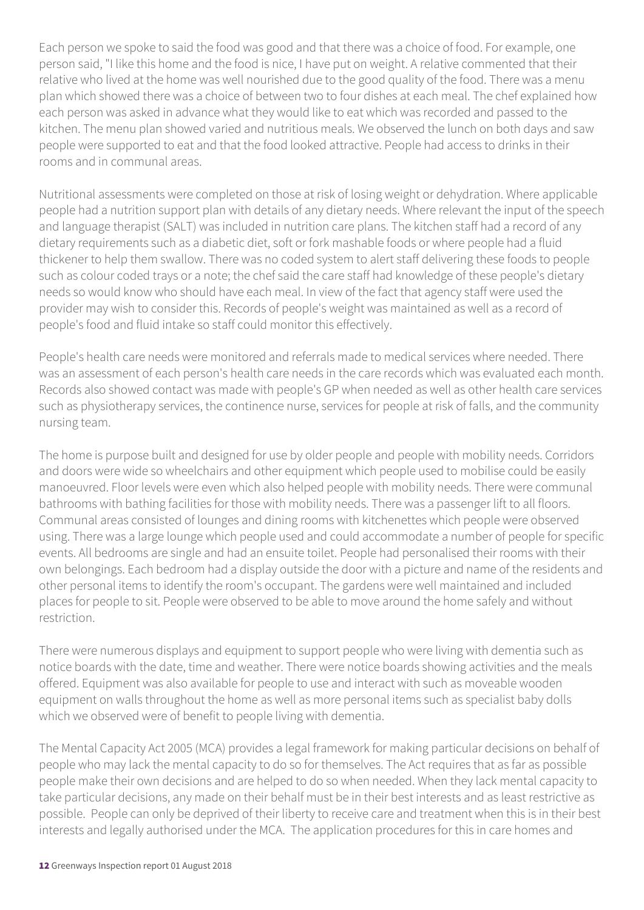Each person we spoke to said the food was good and that there was a choice of food. For example, one person said, "I like this home and the food is nice, I have put on weight. A relative commented that their relative who lived at the home was well nourished due to the good quality of the food. There was a menu plan which showed there was a choice of between two to four dishes at each meal. The chef explained how each person was asked in advance what they would like to eat which was recorded and passed to the kitchen. The menu plan showed varied and nutritious meals. We observed the lunch on both days and saw people were supported to eat and that the food looked attractive. People had access to drinks in their rooms and in communal areas.

Nutritional assessments were completed on those at risk of losing weight or dehydration. Where applicable people had a nutrition support plan with details of any dietary needs. Where relevant the input of the speech and language therapist (SALT) was included in nutrition care plans. The kitchen staff had a record of any dietary requirements such as a diabetic diet, soft or fork mashable foods or where people had a fluid thickener to help them swallow. There was no coded system to alert staff delivering these foods to people such as colour coded trays or a note; the chef said the care staff had knowledge of these people's dietary needs so would know who should have each meal. In view of the fact that agency staff were used the provider may wish to consider this. Records of people's weight was maintained as well as a record of people's food and fluid intake so staff could monitor this effectively.

People's health care needs were monitored and referrals made to medical services where needed. There was an assessment of each person's health care needs in the care records which was evaluated each month. Records also showed contact was made with people's GP when needed as well as other health care services such as physiotherapy services, the continence nurse, services for people at risk of falls, and the community nursing team.

The home is purpose built and designed for use by older people and people with mobility needs. Corridors and doors were wide so wheelchairs and other equipment which people used to mobilise could be easily manoeuvred. Floor levels were even which also helped people with mobility needs. There were communal bathrooms with bathing facilities for those with mobility needs. There was a passenger lift to all floors. Communal areas consisted of lounges and dining rooms with kitchenettes which people were observed using. There was a large lounge which people used and could accommodate a number of people for specific events. All bedrooms are single and had an ensuite toilet. People had personalised their rooms with their own belongings. Each bedroom had a display outside the door with a picture and name of the residents and other personal items to identify the room's occupant. The gardens were well maintained and included places for people to sit. People were observed to be able to move around the home safely and without restriction.

There were numerous displays and equipment to support people who were living with dementia such as notice boards with the date, time and weather. There were notice boards showing activities and the meals offered. Equipment was also available for people to use and interact with such as moveable wooden equipment on walls throughout the home as well as more personal items such as specialist baby dolls which we observed were of benefit to people living with dementia.

The Mental Capacity Act 2005 (MCA) provides a legal framework for making particular decisions on behalf of people who may lack the mental capacity to do so for themselves. The Act requires that as far as possible people make their own decisions and are helped to do so when needed. When they lack mental capacity to take particular decisions, any made on their behalf must be in their best interests and as least restrictive as possible. People can only be deprived of their liberty to receive care and treatment when this is in their best interests and legally authorised under the MCA. The application procedures for this in care homes and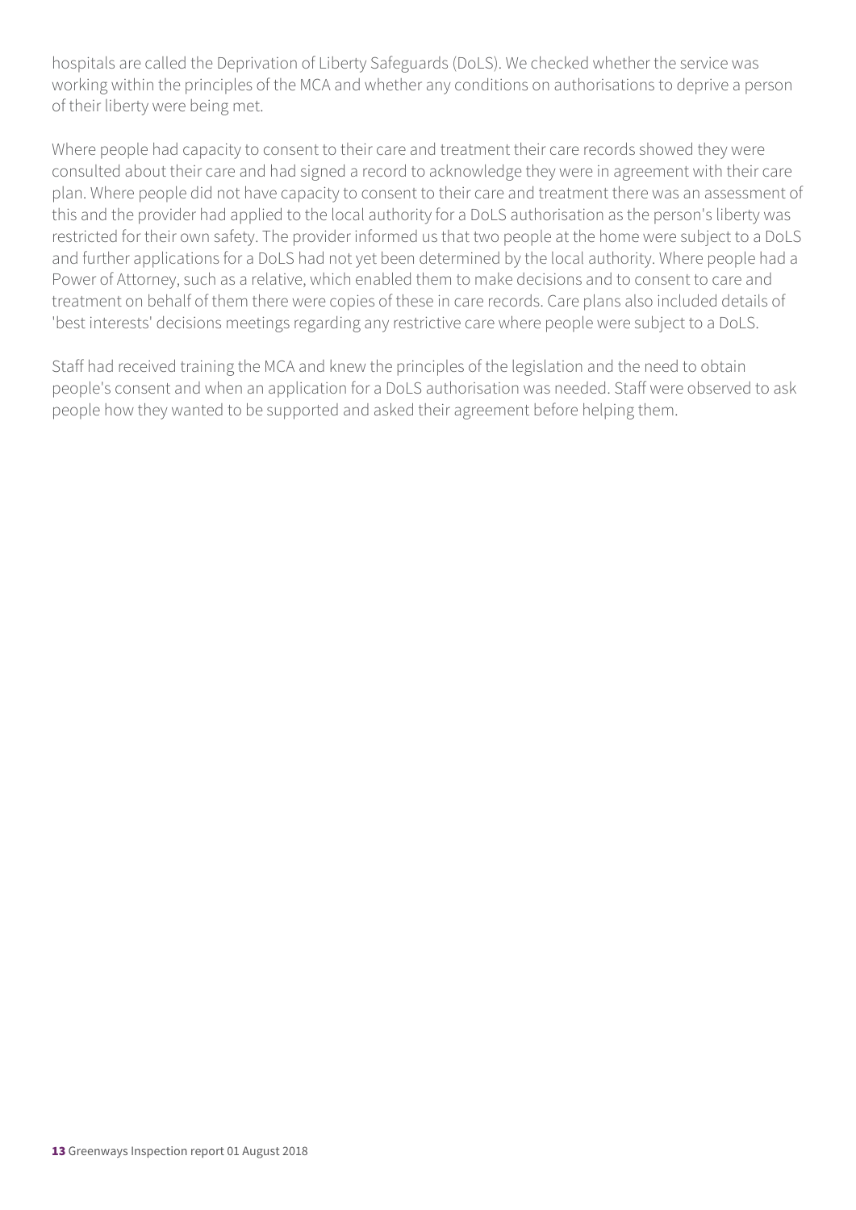hospitals are called the Deprivation of Liberty Safeguards (DoLS). We checked whether the service was working within the principles of the MCA and whether any conditions on authorisations to deprive a person of their liberty were being met.

Where people had capacity to consent to their care and treatment their care records showed they were consulted about their care and had signed a record to acknowledge they were in agreement with their care plan. Where people did not have capacity to consent to their care and treatment there was an assessment of this and the provider had applied to the local authority for a DoLS authorisation as the person's liberty was restricted for their own safety. The provider informed us that two people at the home were subject to a DoLS and further applications for a DoLS had not yet been determined by the local authority. Where people had a Power of Attorney, such as a relative, which enabled them to make decisions and to consent to care and treatment on behalf of them there were copies of these in care records. Care plans also included details of 'best interests' decisions meetings regarding any restrictive care where people were subject to a DoLS.

Staff had received training the MCA and knew the principles of the legislation and the need to obtain people's consent and when an application for a DoLS authorisation was needed. Staff were observed to ask people how they wanted to be supported and asked their agreement before helping them.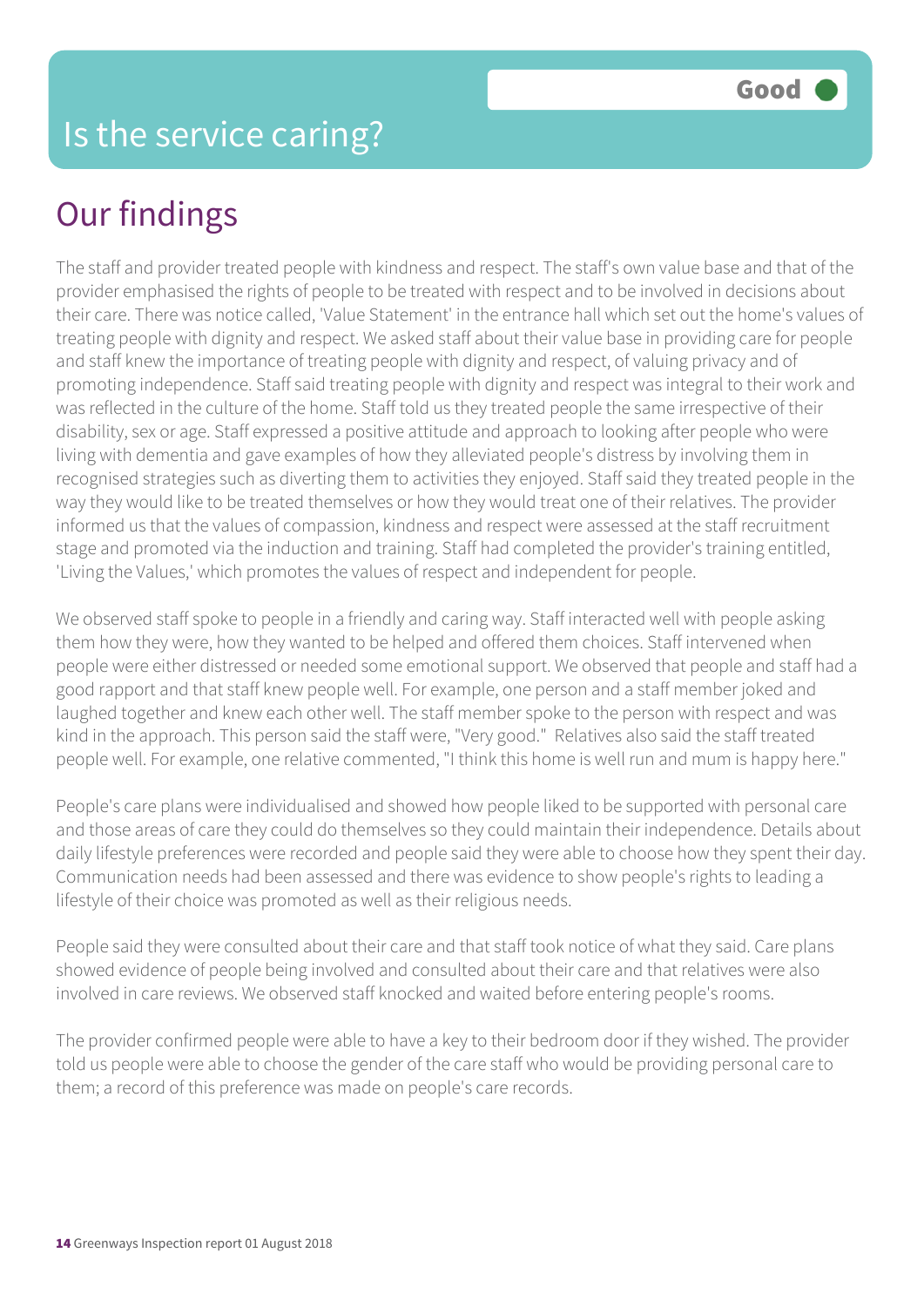# Is the service caring?

Good

## Our findings

The staff and provider treated people with kindness and respect. The staff's own value base and that of the provider emphasised the rights of people to be treated with respect and to be involved in decisions about their care. There was notice called, 'Value Statement' in the entrance hall which set out the home's values of treating people with dignity and respect. We asked staff about their value base in providing care for people and staff knew the importance of treating people with dignity and respect, of valuing privacy and of promoting independence. Staff said treating people with dignity and respect was integral to their work and was reflected in the culture of the home. Staff told us they treated people the same irrespective of their disability, sex or age. Staff expressed a positive attitude and approach to looking after people who were living with dementia and gave examples of how they alleviated people's distress by involving them in recognised strategies such as diverting them to activities they enjoyed. Staff said they treated people in the way they would like to be treated themselves or how they would treat one of their relatives. The provider informed us that the values of compassion, kindness and respect were assessed at the staff recruitment stage and promoted via the induction and training. Staff had completed the provider's training entitled, 'Living the Values,' which promotes the values of respect and independent for people.

We observed staff spoke to people in a friendly and caring way. Staff interacted well with people asking them how they were, how they wanted to be helped and offered them choices. Staff intervened when people were either distressed or needed some emotional support. We observed that people and staff had a good rapport and that staff knew people well. For example, one person and a staff member joked and laughed together and knew each other well. The staff member spoke to the person with respect and was kind in the approach. This person said the staff were, "Very good." Relatives also said the staff treated people well. For example, one relative commented, "I think this home is well run and mum is happy here."

People's care plans were individualised and showed how people liked to be supported with personal care and those areas of care they could do themselves so they could maintain their independence. Details about daily lifestyle preferences were recorded and people said they were able to choose how they spent their day. Communication needs had been assessed and there was evidence to show people's rights to leading a lifestyle of their choice was promoted as well as their religious needs.

People said they were consulted about their care and that staff took notice of what they said. Care plans showed evidence of people being involved and consulted about their care and that relatives were also involved in care reviews. We observed staff knocked and waited before entering people's rooms.

The provider confirmed people were able to have a key to their bedroom door if they wished. The provider told us people were able to choose the gender of the care staff who would be providing personal care to them; a record of this preference was made on people's care records.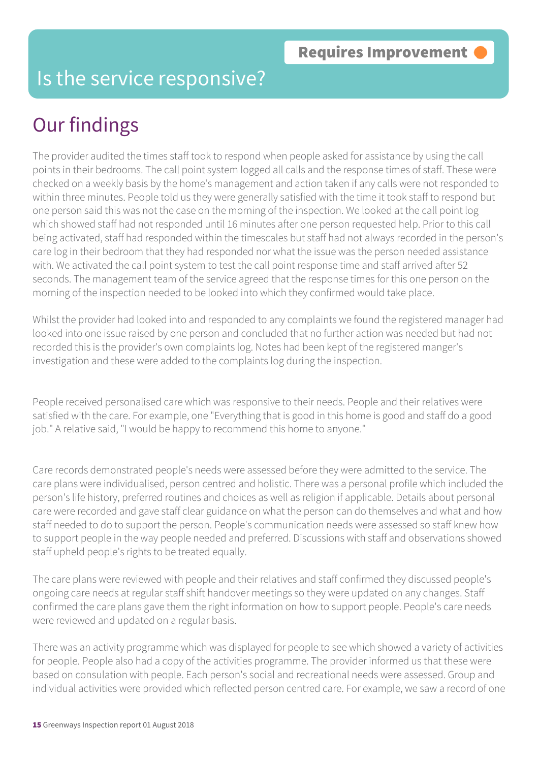**Requires Improvement**

# Is the service responsive?

## Our findings

The provider audited the times staff took to respond when people asked for assistance by using the call points in their bedrooms. The call point system logged all calls and the response times of staff. These were checked on a weekly basis by the home's management and action taken if any calls were not responded to within three minutes. People told us they were generally satisfied with the time it took staff to respond but one person said this was not the case on the morning of the inspection. We looked at the call point log which showed staff had not responded until 16 minutes after one person requested help. Prior to this call being activated, staff had responded within the timescales but staff had not always recorded in the person's care log in their bedroom that they had responded nor what the issue was the person needed assistance with. We activated the call point system to test the call point response time and staff arrived after 52 seconds. The management team of the service agreed that the response times for this one person on the morning of the inspection needed to be looked into which they confirmed would take place.

Whilst the provider had looked into and responded to any complaints we found the registered manager had looked into one issue raised by one person and concluded that no further action was needed but had not recorded this is the provider's own complaints log. Notes had been kept of the registered manger's investigation and these were added to the complaints log during the inspection.

People received personalised care which was responsive to their needs. People and their relatives were satisfied with the care. For example, one "Everything that is good in this home is good and staff do a good job." A relative said, "I would be happy to recommend this home to anyone."

Care records demonstrated people's needs were assessed before they were admitted to the service. The care plans were individualised, person centred and holistic. There was a personal profile which included the person's life history, preferred routines and choices as well as religion if applicable. Details about personal care were recorded and gave staff clear guidance on what the person can do themselves and what and how staff needed to do to support the person. People's communication needs were assessed so staff knew how to support people in the way people needed and preferred. Discussions with staff and observations showed staff upheld people's rights to be treated equally.

The care plans were reviewed with people and their relatives and staff confirmed they discussed people's ongoing care needs at regular staff shift handover meetings so they were updated on any changes. Staff confirmed the care plans gave them the right information on how to support people. People's care needs were reviewed and updated on a regular basis.

There was an activity programme which was displayed for people to see which showed a variety of activities for people. People also had a copy of the activities programme. The provider informed us that these were based on consulation with people. Each person's social and recreational needs were assessed. Group and individual activities were provided which reflected person centred care. For example, we saw a record of one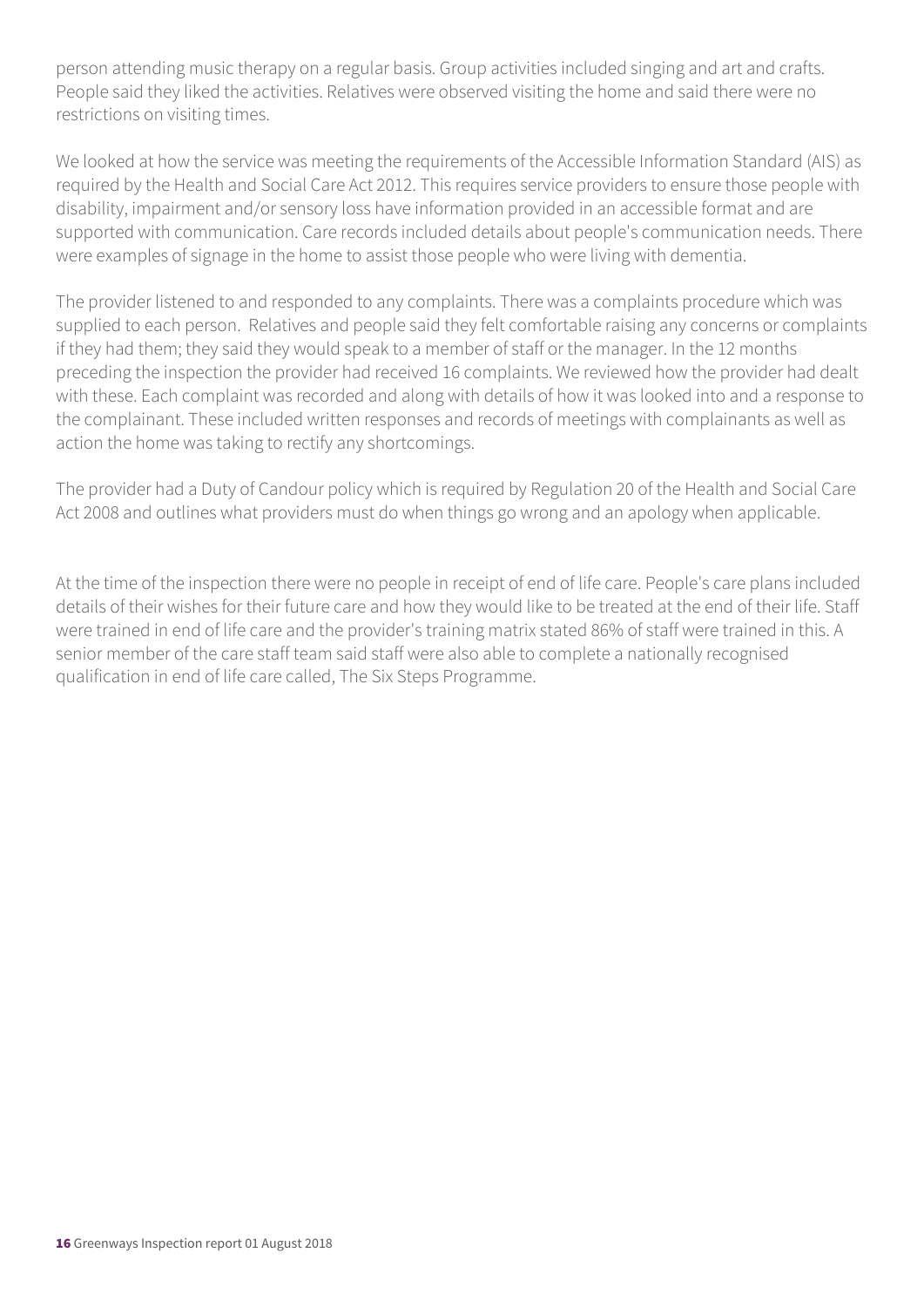person attending music therapy on a regular basis. Group activities included singing and art and crafts. People said they liked the activities. Relatives were observed visiting the home and said there were no restrictions on visiting times.

We looked at how the service was meeting the requirements of the Accessible Information Standard (AIS) as required by the Health and Social Care Act 2012. This requires service providers to ensure those people with disability, impairment and/or sensory loss have information provided in an accessible format and are supported with communication. Care records included details about people's communication needs. There were examples of signage in the home to assist those people who were living with dementia.

The provider listened to and responded to any complaints. There was a complaints procedure which was supplied to each person. Relatives and people said they felt comfortable raising any concerns or complaints if they had them; they said they would speak to a member of staff or the manager. In the 12 months preceding the inspection the provider had received 16 complaints. We reviewed how the provider had dealt with these. Each complaint was recorded and along with details of how it was looked into and a response to the complainant. These included written responses and records of meetings with complainants as well as action the home was taking to rectify any shortcomings.

The provider had a Duty of Candour policy which is required by Regulation 20 of the Health and Social Care Act 2008 and outlines what providers must do when things go wrong and an apology when applicable.

At the time of the inspection there were no people in receipt of end of life care. People's care plans included details of their wishes for their future care and how they would like to be treated at the end of their life. Staff were trained in end of life care and the provider's training matrix stated 86% of staff were trained in this. A senior member of the care staff team said staff were also able to complete a nationally recognised qualification in end of life care called, The Six Steps Programme.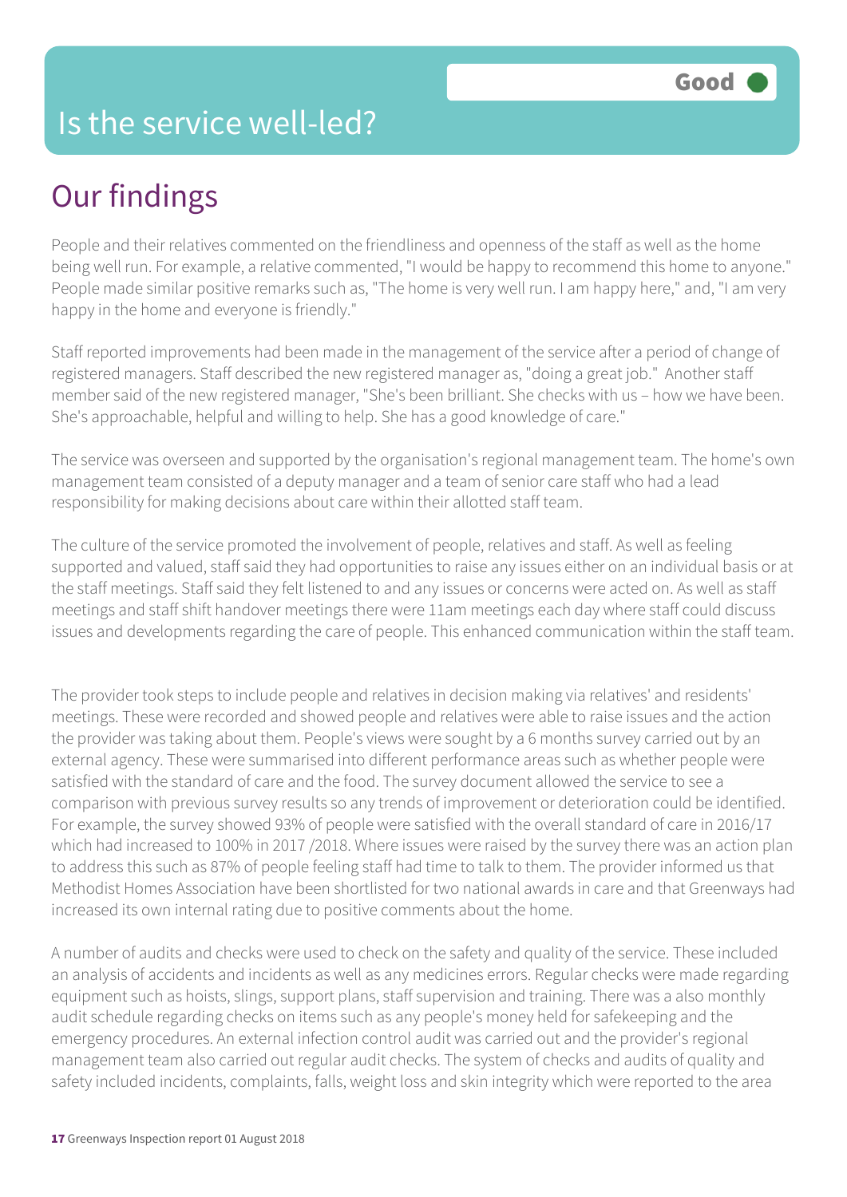# Is the service well-led?

Good

## Our findings

People and their relatives commented on the friendliness and openness of the staff as well as the home being well run. For example, a relative commented, "I would be happy to recommend this home to anyone." People made similar positive remarks such as, "The home is very well run. I am happy here," and, "I am very happy in the home and everyone is friendly."

Staff reported improvements had been made in the management of the service after a period of change of registered managers. Staff described the new registered manager as, "doing a great job." Another staff member said of the new registered manager, "She's been brilliant. She checks with us – how we have been. She's approachable, helpful and willing to help. She has a good knowledge of care."

The service was overseen and supported by the organisation's regional management team. The home's own management team consisted of a deputy manager and a team of senior care staff who had a lead responsibility for making decisions about care within their allotted staff team.

The culture of the service promoted the involvement of people, relatives and staff. As well as feeling supported and valued, staff said they had opportunities to raise any issues either on an individual basis or at the staff meetings. Staff said they felt listened to and any issues or concerns were acted on. As well as staff meetings and staff shift handover meetings there were 11am meetings each day where staff could discuss issues and developments regarding the care of people. This enhanced communication within the staff team.

The provider took steps to include people and relatives in decision making via relatives' and residents' meetings. These were recorded and showed people and relatives were able to raise issues and the action the provider was taking about them. People's views were sought by a 6 months survey carried out by an external agency. These were summarised into different performance areas such as whether people were satisfied with the standard of care and the food. The survey document allowed the service to see a comparison with previous survey results so any trends of improvement or deterioration could be identified. For example, the survey showed 93% of people were satisfied with the overall standard of care in 2016/17 which had increased to 100% in 2017 /2018. Where issues were raised by the survey there was an action plan to address this such as 87% of people feeling staff had time to talk to them. The provider informed us that Methodist Homes Association have been shortlisted for two national awards in care and that Greenways had increased its own internal rating due to positive comments about the home.

A number of audits and checks were used to check on the safety and quality of the service. These included an analysis of accidents and incidents as well as any medicines errors. Regular checks were made regarding equipment such as hoists, slings, support plans, staff supervision and training. There was a also monthly audit schedule regarding checks on items such as any people's money held for safekeeping and the emergency procedures. An external infection control audit was carried out and the provider's regional management team also carried out regular audit checks. The system of checks and audits of quality and safety included incidents, complaints, falls, weight loss and skin integrity which were reported to the area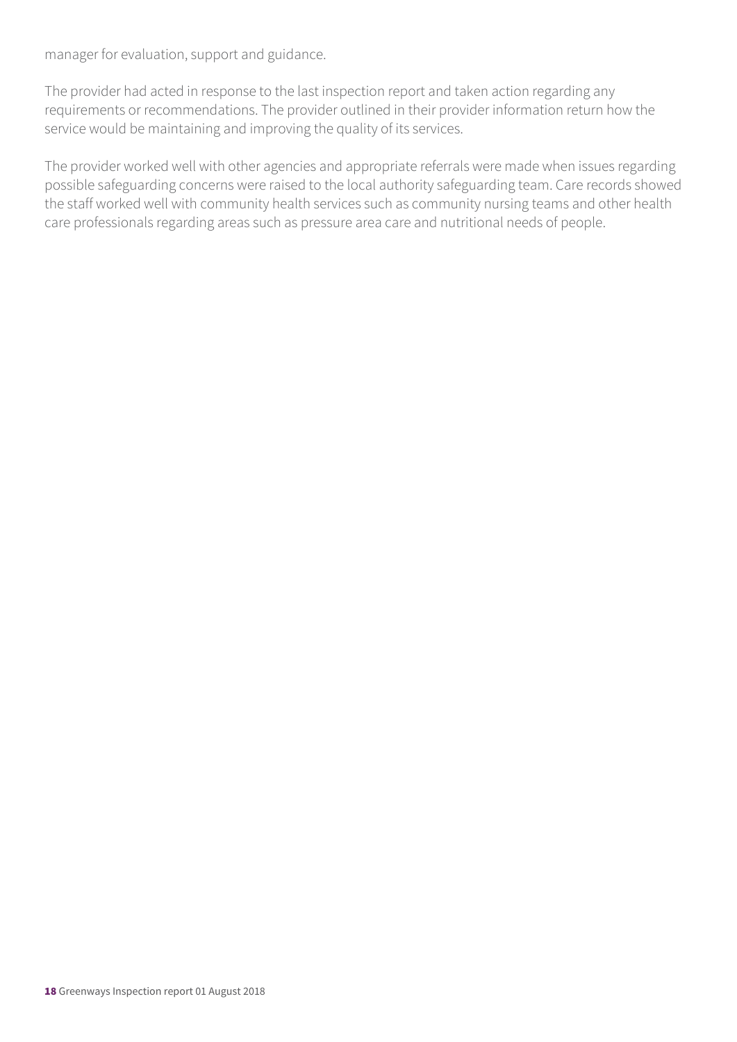manager for evaluation, support and guidance.

The provider had acted in response to the last inspection report and taken action regarding any requirements or recommendations. The provider outlined in their provider information return how the service would be maintaining and improving the quality of its services.

The provider worked well with other agencies and appropriate referrals were made when issues regarding possible safeguarding concerns were raised to the local authority safeguarding team. Care records showed the staff worked well with community health services such as community nursing teams and other health care professionals regarding areas such as pressure area care and nutritional needs of people.